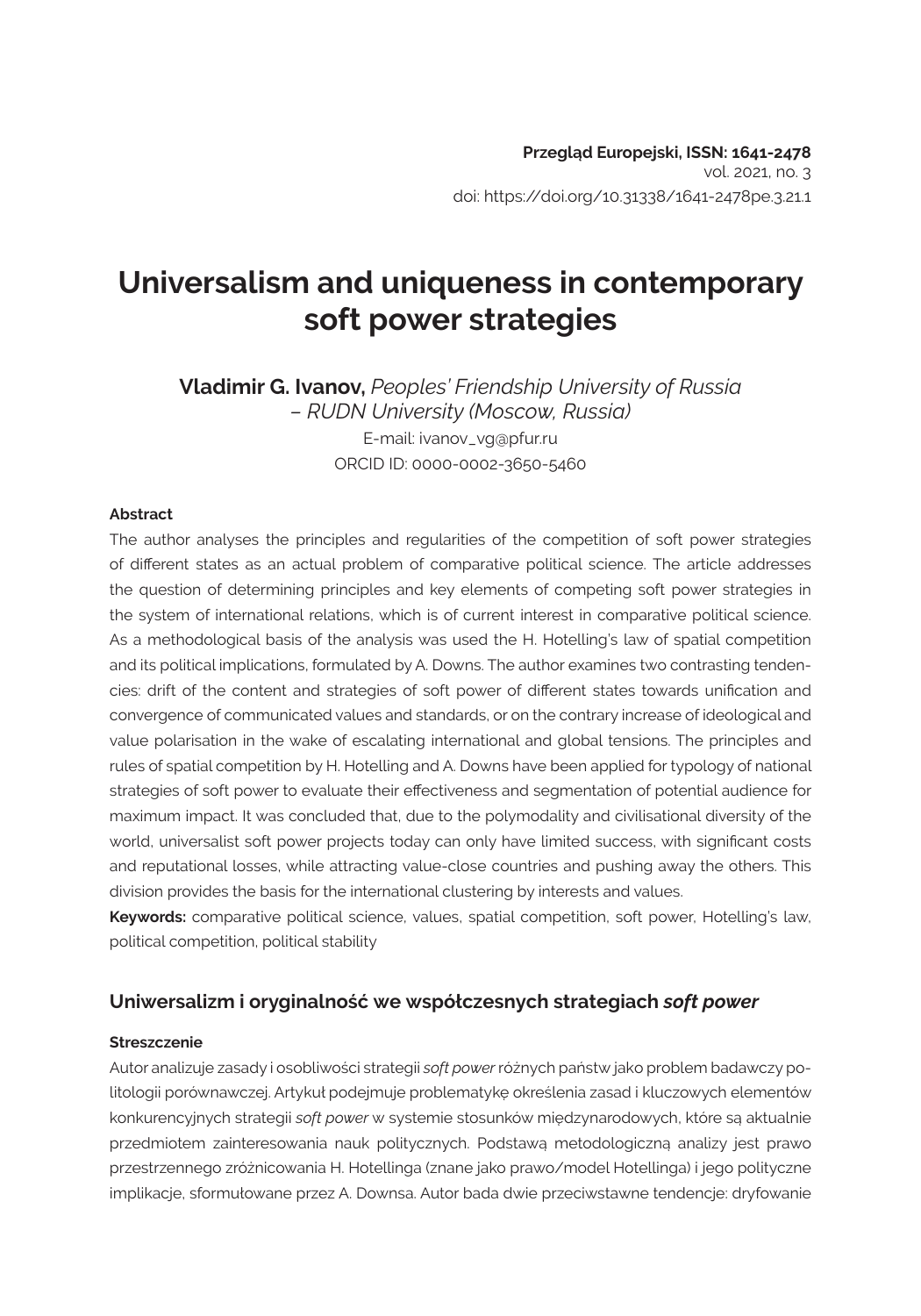**Przegląd Europejski, ISSN: 1641-2478**
vol. 2021, no. 3
doi: https://doi.org/10.31338/1641-2478pe.3.21.1

# Universalism and uniqueness in contemporary soft power strategies

**Vladimir G. Ivanov,** *Peoples' Friendship University of Russia – RUDN University (Moscow, Russia)*
E-mail: ivanov_vg@pfur.ru
ORCID ID: 0000-0002-3650-5460

#### Abstract

The author analyses the principles and regularities of the competition of soft power strategies of different states as an actual problem of comparative political science. The article addresses the question of determining principles and key elements of competing soft power strategies in the system of international relations, which is of current interest in comparative political science. As a methodological basis of the analysis was used the H. Hotelling's law of spatial competition and its political implications, formulated by A. Downs. The author examines two contrasting tendencies: drift of the content and strategies of soft power of different states towards unification and convergence of communicated values and standards, or on the contrary increase of ideological and value polarisation in the wake of escalating international and global tensions. The principles and rules of spatial competition by H. Hotelling and A. Downs have been applied for typology of national strategies of soft power to evaluate their effectiveness and segmentation of potential audience for maximum impact. It was concluded that, due to the polymodality and civilisational diversity of the world, universalist soft power projects today can only have limited success, with significant costs and reputational losses, while attracting value-close countries and pushing away the others. This division provides the basis for the international clustering by interests and values.

**Keywords:** comparative political science, values, spatial competition, soft power, Hotelling's law, political competition, political stability

### Uniwersalizm i oryginalność we współczesnych strategiach *soft power*

#### Streszczenie

Autor analizuje zasady i osobliwości strategii *soft power* różnych państw jako problem badawczy politologii porównawczej. Artykuł podejmuje problematykę określenia zasad i kluczowych elementów konkurencyjnych strategii *soft power* w systemie stosunków międzynarodowych, które są aktualnie przedmiotem zainteresowania nauk politycznych. Podstawą metodologiczną analizy jest prawo przestrzennego zróżnicowania H. Hotellinga (znane jako prawo/model Hotellinga) i jego polityczne implikacje, sformułowane przez A. Downsa. Autor bada dwie przeciwstawne tendencje: dryfowanie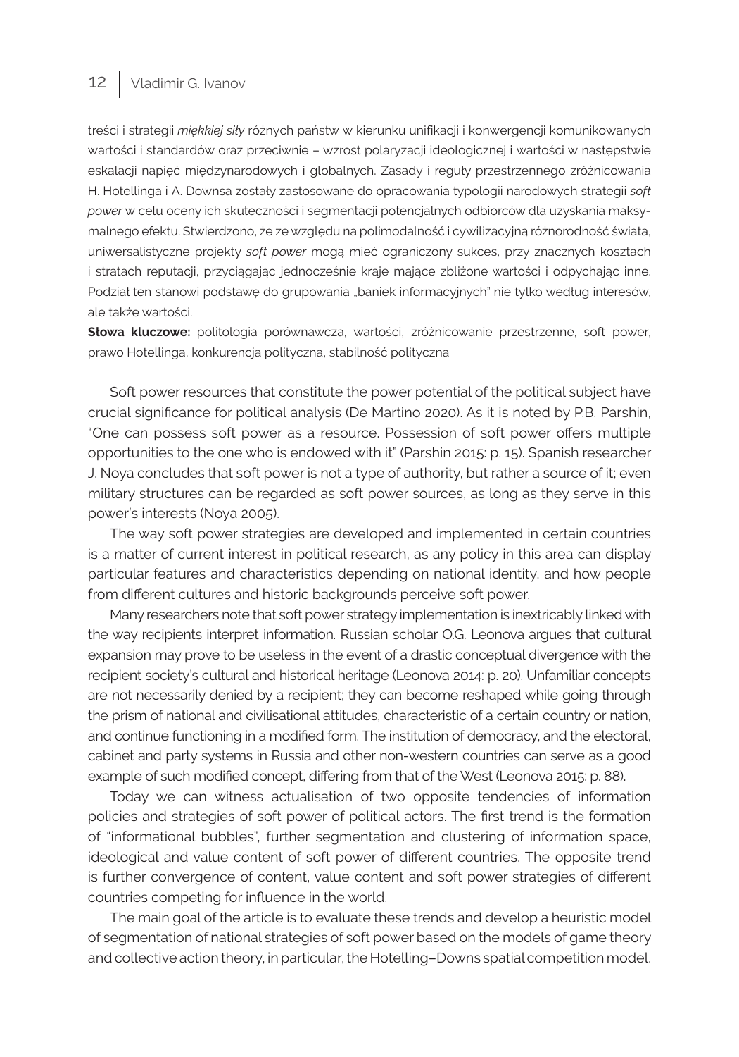treści i strategii *miękkiej siły* różnych państw w kierunku unifikacji i konwergencji komunikowanych wartości i standardów oraz przeciwnie – wzrost polaryzacji ideologicznej i wartości w następstwie eskalacji napięć międzynarodowych i globalnych. Zasady i reguły przestrzennego zróżnicowania H. Hotellinga i A. Downsa zostały zastosowane do opracowania typologii narodowych strategii *soft power* w celu oceny ich skuteczności i segmentacji potencjalnych odbiorców dla uzyskania maksymalnego efektu. Stwierdzono, że ze względu na polimodalność i cywilizacyjną różnorodność świata, uniwersalistyczne projekty *soft power* mogą mieć ograniczony sukces, przy znacznych kosztach i stratach reputacji, przyciągając jednocześnie kraje mające zbliżone wartości i odpychając inne. Podział ten stanowi podstawę do grupowania „baniek informacyjnych" nie tylko według interesów, ale także wartości.

**Słowa kluczowe:** politologia porównawcza, wartości, zróżnicowanie przestrzenne, soft power, prawo Hotellinga, konkurencja polityczna, stabilność polityczna

Soft power resources that constitute the power potential of the political subject have crucial significance for political analysis (De Martino 2020). As it is noted by P.B. Parshin, "One can possess soft power as a resource. Possession of soft power offers multiple opportunities to the one who is endowed with it" (Parshin 2015: p. 15). Spanish researcher J. Noya concludes that soft power is not a type of authority, but rather a source of it; even military structures can be regarded as soft power sources, as long as they serve in this power's interests (Noya 2005).

The way soft power strategies are developed and implemented in certain countries is a matter of current interest in political research, as any policy in this area can display particular features and characteristics depending on national identity, and how people from different cultures and historic backgrounds perceive soft power.

Many researchers note that soft power strategy implementation is inextricably linked with the way recipients interpret information. Russian scholar O.G. Leonova argues that cultural expansion may prove to be useless in the event of a drastic conceptual divergence with the recipient society's cultural and historical heritage (Leonova 2014: p. 20). Unfamiliar concepts are not necessarily denied by a recipient; they can become reshaped while going through the prism of national and civilisational attitudes, characteristic of a certain country or nation, and continue functioning in a modified form. The institution of democracy, and the electoral, cabinet and party systems in Russia and other non-western countries can serve as a good example of such modified concept, differing from that of the West (Leonova 2015: p. 88).

Today we can witness actualisation of two opposite tendencies of information policies and strategies of soft power of political actors. The first trend is the formation of "informational bubbles", further segmentation and clustering of information space, ideological and value content of soft power of different countries. The opposite trend is further convergence of content, value content and soft power strategies of different countries competing for influence in the world.

The main goal of the article is to evaluate these trends and develop a heuristic model of segmentation of national strategies of soft power based on the models of game theory and collective action theory, in particular, the Hotelling–Downs spatial competition model.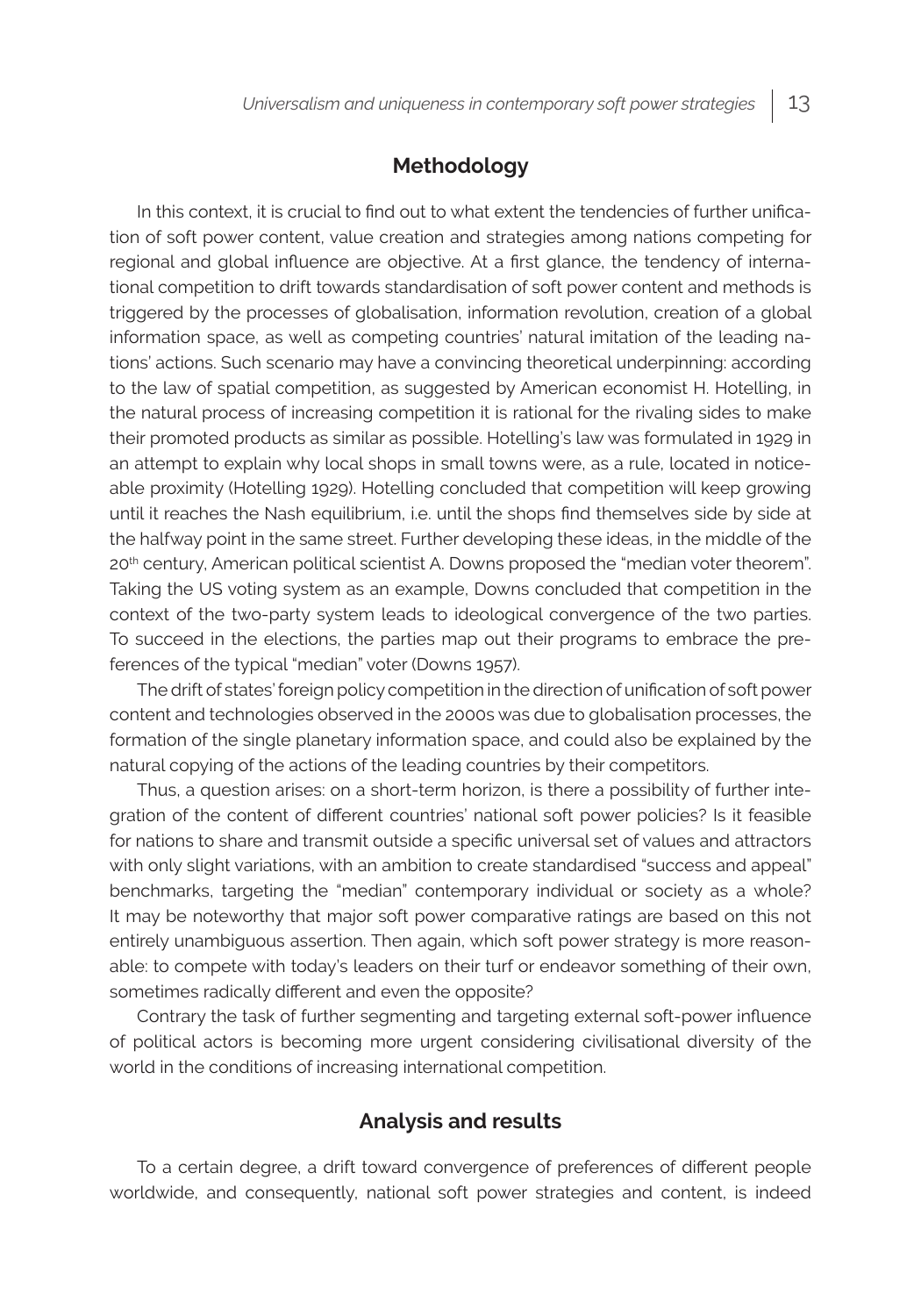## Methodology

In this context, it is crucial to find out to what extent the tendencies of further unification of soft power content, value creation and strategies among nations competing for regional and global influence are objective. At a first glance, the tendency of international competition to drift towards standardisation of soft power content and methods is triggered by the processes of globalisation, information revolution, creation of a global information space, as well as competing countries' natural imitation of the leading nations' actions. Such scenario may have a convincing theoretical underpinning: according to the law of spatial competition, as suggested by American economist H. Hotelling, in the natural process of increasing competition it is rational for the rivaling sides to make their promoted products as similar as possible. Hotelling's law was formulated in 1929 in an attempt to explain why local shops in small towns were, as a rule, located in noticeable proximity (Hotelling 1929). Hotelling concluded that competition will keep growing until it reaches the Nash equilibrium, i.e. until the shops find themselves side by side at the halfway point in the same street. Further developing these ideas, in the middle of the 20th century, American political scientist A. Downs proposed the "median voter theorem". Taking the US voting system as an example, Downs concluded that competition in the context of the two-party system leads to ideological convergence of the two parties. To succeed in the elections, the parties map out their programs to embrace the preferences of the typical "median" voter (Downs 1957).

The drift of states' foreign policy competition in the direction of unification of soft power content and technologies observed in the 2000s was due to globalisation processes, the formation of the single planetary information space, and could also be explained by the natural copying of the actions of the leading countries by their competitors.

Thus, a question arises: on a short-term horizon, is there a possibility of further integration of the content of different countries' national soft power policies? Is it feasible for nations to share and transmit outside a specific universal set of values and attractors with only slight variations, with an ambition to create standardised "success and appeal" benchmarks, targeting the "median" contemporary individual or society as a whole? It may be noteworthy that major soft power comparative ratings are based on this not entirely unambiguous assertion. Then again, which soft power strategy is more reasonable: to compete with today's leaders on their turf or endeavor something of their own, sometimes radically different and even the opposite?

Contrary the task of further segmenting and targeting external soft-power influence of political actors is becoming more urgent considering civilisational diversity of the world in the conditions of increasing international competition.

## Analysis and results

To a certain degree, a drift toward convergence of preferences of different people worldwide, and consequently, national soft power strategies and content, is indeed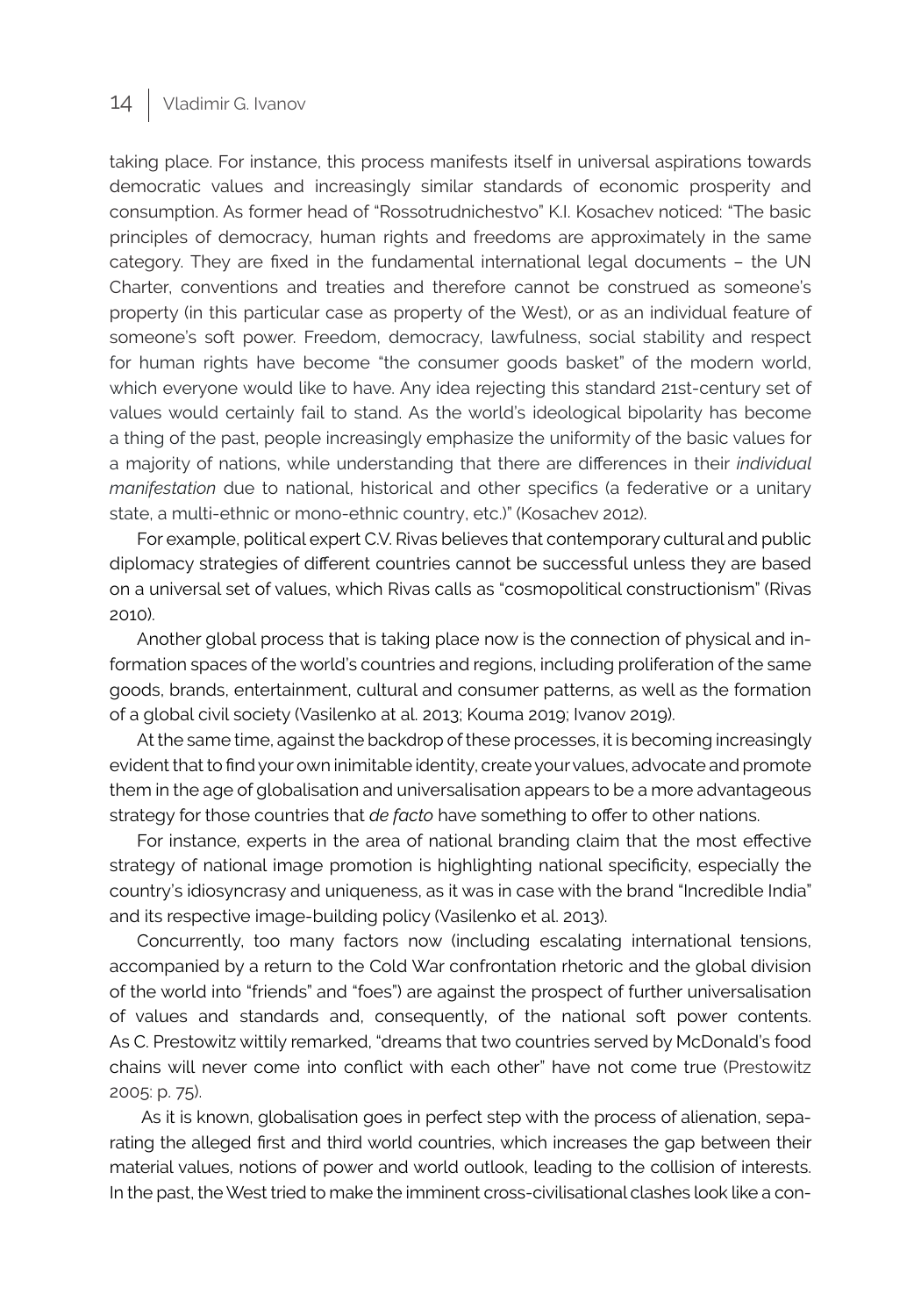taking place. For instance, this process manifests itself in universal aspirations towards democratic values and increasingly similar standards of economic prosperity and consumption. As former head of "Rossotrudnichestvo" K.I. Kosachev noticed: "The basic principles of democracy, human rights and freedoms are approximately in the same category. They are fixed in the fundamental international legal documents – the UN Charter, conventions and treaties and therefore cannot be construed as someone's property (in this particular case as property of the West), or as an individual feature of someone's soft power. Freedom, democracy, lawfulness, social stability and respect for human rights have become "the consumer goods basket" of the modern world, which everyone would like to have. Any idea rejecting this standard 21st-century set of values would certainly fail to stand. As the world's ideological bipolarity has become a thing of the past, people increasingly emphasize the uniformity of the basic values for a majority of nations, while understanding that there are differences in their *individual manifestation* due to national, historical and other specifics (a federative or a unitary state, a multi-ethnic or mono-ethnic country, etc.)" (Kosachev 2012).

For example, political expert C.V. Rivas believes that contemporary cultural and public diplomacy strategies of different countries cannot be successful unless they are based on a universal set of values, which Rivas calls as "cosmopolitical constructionism" (Rivas 2010).

Another global process that is taking place now is the connection of physical and information spaces of the world's countries and regions, including proliferation of the same goods, brands, entertainment, cultural and consumer patterns, as well as the formation of a global civil society (Vasilenko at al. 2013; Kouma 2019; Ivanov 2019).

At the same time, against the backdrop of these processes, it is becoming increasingly evident that to find your own inimitable identity, create your values, advocate and promote them in the age of globalisation and universalisation appears to be a more advantageous strategy for those countries that *de facto* have something to offer to other nations.

For instance, experts in the area of national branding claim that the most effective strategy of national image promotion is highlighting national specificity, especially the country's idiosyncrasy and uniqueness, as it was in case with the brand "Incredible India" and its respective image-building policy (Vasilenko et al. 2013).

Concurrently, too many factors now (including escalating international tensions, accompanied by a return to the Cold War confrontation rhetoric and the global division of the world into "friends" and "foes") are against the prospect of further universalisation of values and standards and, consequently, of the national soft power contents. As C. Prestowitz wittily remarked, "dreams that two countries served by McDonald's food chains will never come into conflict with each other" have not come true (Prestowitz 2005: p. 75).

As it is known, globalisation goes in perfect step with the process of alienation, separating the alleged first and third world countries, which increases the gap between their material values, notions of power and world outlook, leading to the collision of interests. In the past, the West tried to make the imminent cross-civilisational clashes look like a con-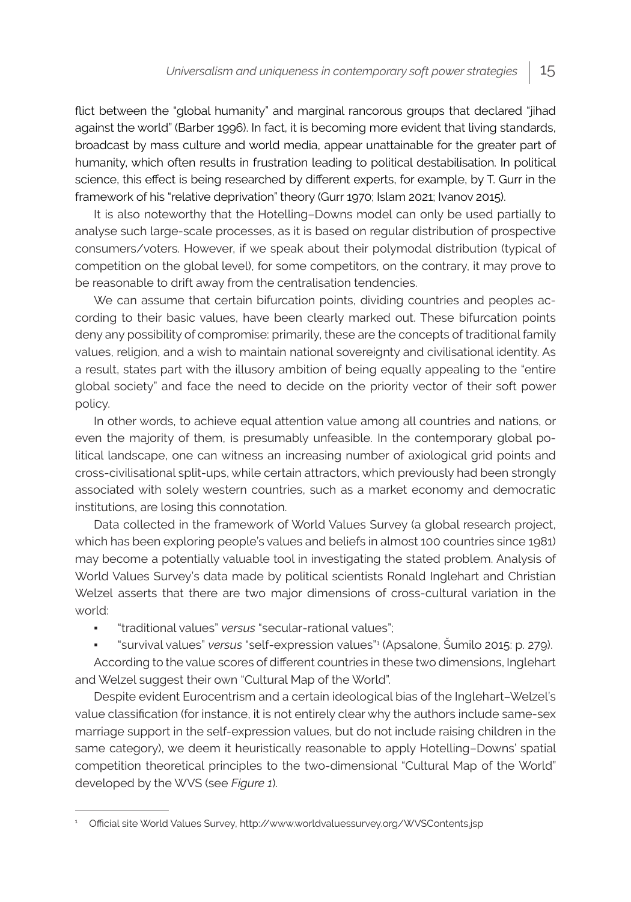flict between the "global humanity" and marginal rancorous groups that declared "jihad against the world" (Barber 1996). In fact, it is becoming more evident that living standards, broadcast by mass culture and world media, appear unattainable for the greater part of humanity, which often results in frustration leading to political destabilisation. In political science, this effect is being researched by different experts, for example, by T. Gurr in the framework of his "relative deprivation" theory (Gurr 1970; Islam 2021; Ivanov 2015).

It is also noteworthy that the Hotelling–Downs model can only be used partially to analyse such large-scale processes, as it is based on regular distribution of prospective consumers/voters. However, if we speak about their polymodal distribution (typical of competition on the global level), for some competitors, on the contrary, it may prove to be reasonable to drift away from the centralisation tendencies.

We can assume that certain bifurcation points, dividing countries and peoples according to their basic values, have been clearly marked out. These bifurcation points deny any possibility of compromise: primarily, these are the concepts of traditional family values, religion, and a wish to maintain national sovereignty and civilisational identity. As a result, states part with the illusory ambition of being equally appealing to the "entire global society" and face the need to decide on the priority vector of their soft power policy.

In other words, to achieve equal attention value among all countries and nations, or even the majority of them, is presumably unfeasible. In the contemporary global political landscape, one can witness an increasing number of axiological grid points and cross-civilisational split-ups, while certain attractors, which previously had been strongly associated with solely western countries, such as a market economy and democratic institutions, are losing this connotation.

Data collected in the framework of World Values Survey (a global research project, which has been exploring people's values and beliefs in almost 100 countries since 1981) may become a potentially valuable tool in investigating the stated problem. Analysis of World Values Survey's data made by political scientists Ronald Inglehart and Christian Welzel asserts that there are two major dimensions of cross-cultural variation in the world:

- "traditional values" *versus* "secular-rational values";
- "survival values" *versus* "self-expression values"[1] (Apsalone, Šumilo 2015: p. 279).

According to the value scores of different countries in these two dimensions, Inglehart and Welzel suggest their own "Cultural Map of the World".

Despite evident Eurocentrism and a certain ideological bias of the Inglehart–Welzel's value classification (for instance, it is not entirely clear why the authors include same-sex marriage support in the self-expression values, but do not include raising children in the same category), we deem it heuristically reasonable to apply Hotelling–Downs' spatial competition theoretical principles to the two-dimensional "Cultural Map of the World" developed by the WVS (see *Figure 1*).

[1] Official site World Values Survey, http://www.worldvaluessurvey.org/WVSContents.jsp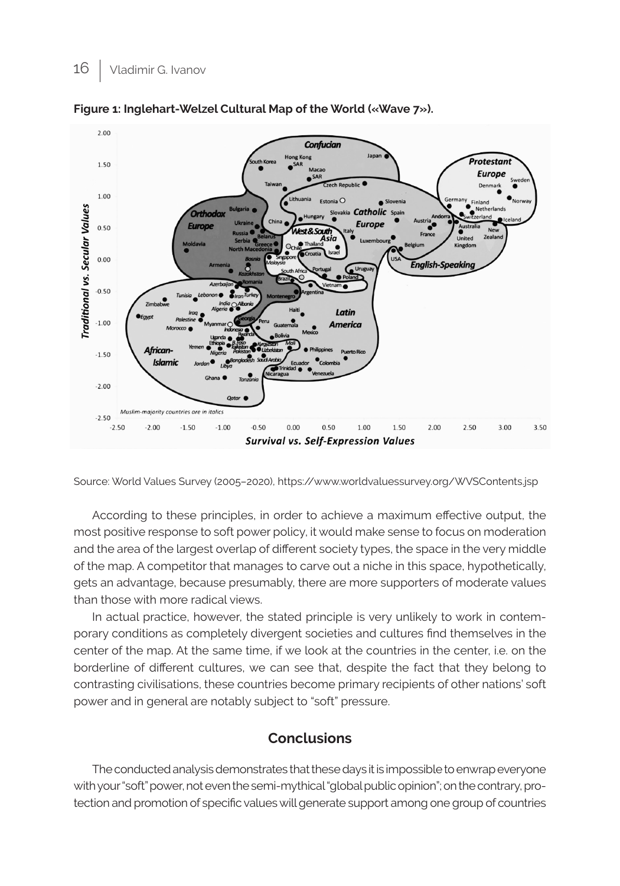**Figure 1: Inglehart-Welzel Cultural Map of the World («Wave 7»).**

Source: World Values Survey (2005–2020), https://www.worldvaluessurvey.org/WVSContents.jsp

According to these principles, in order to achieve a maximum effective output, the most positive response to soft power policy, it would make sense to focus on moderation and the area of the largest overlap of different society types, the space in the very middle of the map. A competitor that manages to carve out a niche in this space, hypothetically, gets an advantage, because presumably, there are more supporters of moderate values than those with more radical views.

In actual practice, however, the stated principle is very unlikely to work in contemporary conditions as completely divergent societies and cultures find themselves in the center of the map. At the same time, if we look at the countries in the center, i.e. on the borderline of different cultures, we can see that, despite the fact that they belong to contrasting civilisations, these countries become primary recipients of other nations' soft power and in general are notably subject to "soft" pressure.

## Conclusions

The conducted analysis demonstrates that these days it is impossible to enwrap everyone with your "soft" power, not even the semi-mythical "global public opinion"; on the contrary, protection and promotion of specific values will generate support among one group of countries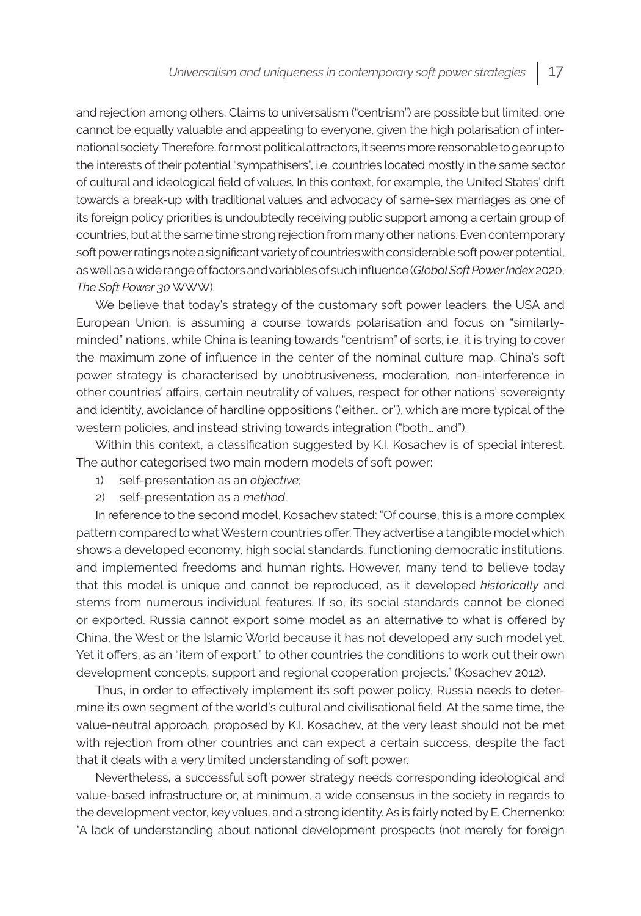and rejection among others. Claims to universalism ("centrism") are possible but limited: one cannot be equally valuable and appealing to everyone, given the high polarisation of international society. Therefore, for most political attractors, it seems more reasonable to gear up to the interests of their potential "sympathisers", i.e. countries located mostly in the same sector of cultural and ideological field of values. In this context, for example, the United States' drift towards a break-up with traditional values and advocacy of same-sex marriages as one of its foreign policy priorities is undoubtedly receiving public support among a certain group of countries, but at the same time strong rejection from many other nations. Even contemporary soft power ratings note a significant variety of countries with considerable soft power potential, as well as a wide range of factors and variables of such influence (*Global Soft Power Index* 2020, *The Soft Power 30* WWW).

We believe that today's strategy of the customary soft power leaders, the USA and European Union, is assuming a course towards polarisation and focus on "similarly-minded" nations, while China is leaning towards "centrism" of sorts, i.e. it is trying to cover the maximum zone of influence in the center of the nominal culture map. China's soft power strategy is characterised by unobtrusiveness, moderation, non-interference in other countries' affairs, certain neutrality of values, respect for other nations' sovereignty and identity, avoidance of hardline oppositions ("either… or"), which are more typical of the western policies, and instead striving towards integration ("both… and").

Within this context, a classification suggested by K.I. Kosachev is of special interest. The author categorised two main modern models of soft power:

1) self-presentation as an *objective*;
2) self-presentation as a *method*.

In reference to the second model, Kosachev stated: "Of course, this is a more complex pattern compared to what Western countries offer. They advertise a tangible model which shows a developed economy, high social standards, functioning democratic institutions, and implemented freedoms and human rights. However, many tend to believe today that this model is unique and cannot be reproduced, as it developed *historically* and stems from numerous individual features. If so, its social standards cannot be cloned or exported. Russia cannot export some model as an alternative to what is offered by China, the West or the Islamic World because it has not developed any such model yet. Yet it offers, as an "item of export," to other countries the conditions to work out their own development concepts, support and regional cooperation projects." (Kosachev 2012).

Thus, in order to effectively implement its soft power policy, Russia needs to determine its own segment of the world's cultural and civilisational field. At the same time, the value-neutral approach, proposed by K.I. Kosachev, at the very least should not be met with rejection from other countries and can expect a certain success, despite the fact that it deals with a very limited understanding of soft power.

Nevertheless, a successful soft power strategy needs corresponding ideological and value-based infrastructure or, at minimum, a wide consensus in the society in regards to the development vector, key values, and a strong identity. As is fairly noted by E. Chernenko: "A lack of understanding about national development prospects (not merely for foreign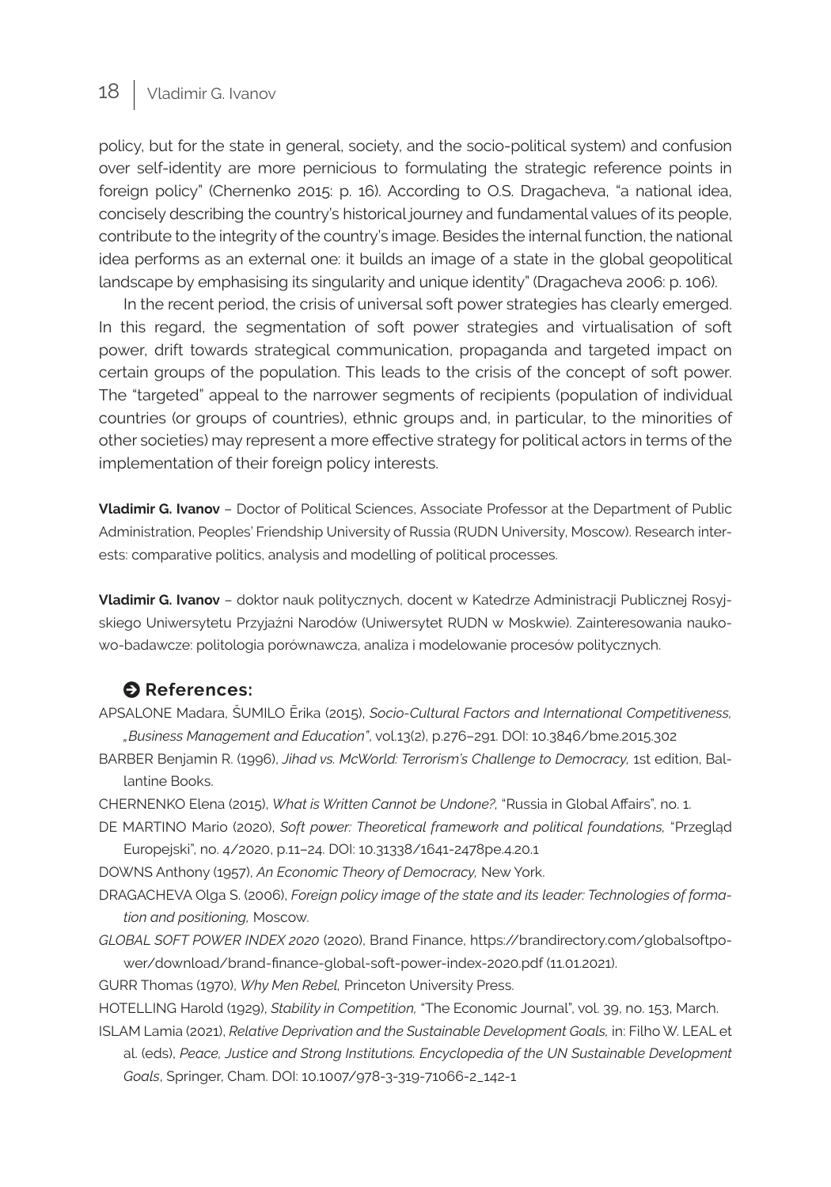policy, but for the state in general, society, and the socio-political system) and confusion over self-identity are more pernicious to formulating the strategic reference points in foreign policy" (Chernenko 2015: p. 16). According to O.S. Dragacheva, "a national idea, concisely describing the country's historical journey and fundamental values of its people, contribute to the integrity of the country's image. Besides the internal function, the national idea performs as an external one: it builds an image of a state in the global geopolitical landscape by emphasising its singularity and unique identity" (Dragacheva 2006: p. 106).

In the recent period, the crisis of universal soft power strategies has clearly emerged. In this regard, the segmentation of soft power strategies and virtualisation of soft power, drift towards strategical communication, propaganda and targeted impact on certain groups of the population. This leads to the crisis of the concept of soft power. The "targeted" appeal to the narrower segments of recipients (population of individual countries (or groups of countries), ethnic groups and, in particular, to the minorities of other societies) may represent a more effective strategy for political actors in terms of the implementation of their foreign policy interests.

**Vladimir G. Ivanov** – Doctor of Political Sciences, Associate Professor at the Department of Public Administration, Peoples' Friendship University of Russia (RUDN University, Moscow). Research interests: comparative politics, analysis and modelling of political processes.

**Vladimir G. Ivanov** – doktor nauk politycznych, docent w Katedrze Administracji Publicznej Rosyjskiego Uniwersytetu Przyjaźni Narodów (Uniwersytet RUDN w Moskwie). Zainteresowania naukowo-badawcze: politologia porównawcza, analiza i modelowanie procesów politycznych.

## References:

APSALONE Madara, ŠUMILO Ērika (2015), *Socio-Cultural Factors and International Competitiveness, „Business Management and Education"*, vol.13(2), p.276–291. DOI: 10.3846/bme.2015.302

BARBER Benjamin R. (1996), *Jihad vs. McWorld: Terrorism's Challenge to Democracy,* 1st edition, Ballantine Books.

CHERNENKO Elena (2015), *What is Written Cannot be Undone?,* "Russia in Global Affairs", no. 1.

DE MARTINO Mario (2020), *Soft power: Theoretical framework and political foundations,* "Przegląd Europejski", no. 4/2020, p.11–24. DOI: 10.31338/1641-2478pe.4.20.1

DOWNS Anthony (1957), *An Economic Theory of Democracy,* New York.

DRAGACHEVA Olga S. (2006), *Foreign policy image of the state and its leader: Technologies of formation and positioning,* Moscow.

*GLOBAL SOFT POWER INDEX 2020* (2020), Brand Finance, https://brandirectory.com/globalsoftpower/download/brand-finance-global-soft-power-index-2020.pdf (11.01.2021).

GURR Thomas (1970), *Why Men Rebel,* Princeton University Press.

HOTELLING Harold (1929), *Stability in Competition,* "The Economic Journal", vol. 39, no. 153, March.

ISLAM Lamia (2021), *Relative Deprivation and the Sustainable Development Goals,* in: Filho W. LEAL et al. (eds), *Peace, Justice and Strong Institutions. Encyclopedia of the UN Sustainable Development Goals*, Springer, Cham. DOI: 10.1007/978-3-319-71066-2_142-1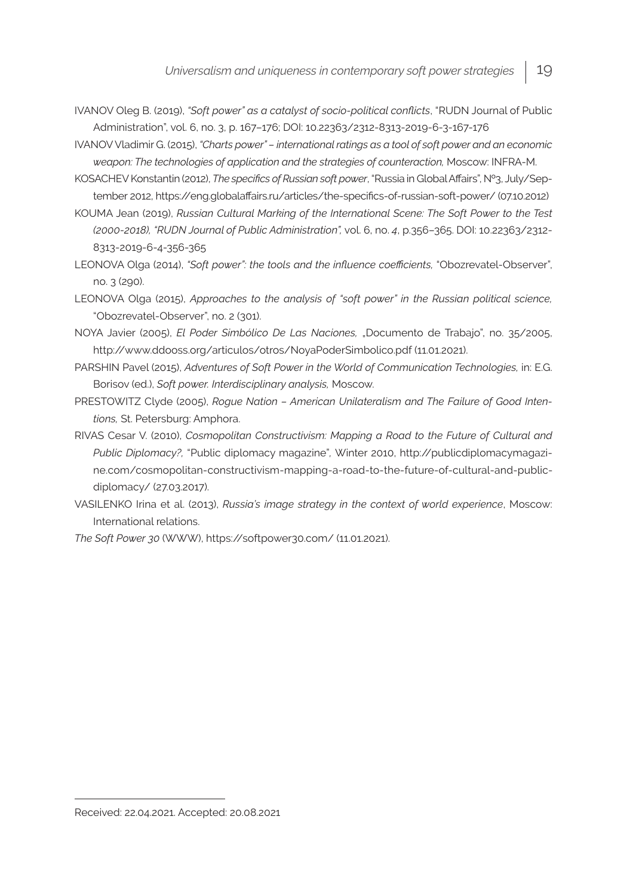IVANOV Oleg B. (2019), *"Soft power" as a catalyst of socio-political conflicts*, "RUDN Journal of Public Administration", vol. 6, no. 3, p. 167–176; DOI: 10.22363/2312-8313-2019-6-3-167-176

IVANOV Vladimir G. (2015), *"Charts power" – international ratings as a tool of soft power and an economic weapon: The technologies of application and the strategies of counteraction,* Moscow: INFRA-M.

KOSACHEV Konstantin (2012), *The specifics of Russian soft power*, "Russia in Global Affairs", №3, July/September 2012, https://eng.globalaffairs.ru/articles/the-specifics-of-russian-soft-power/ (07.10.2012)

KOUMA Jean (2019), *Russian Cultural Marking of the International Scene: The Soft Power to the Test (2000-2018), "RUDN Journal of Public Administration",* vol. 6, no. *4*, p.356–365. DOI: 10.22363/2312-8313-2019-6-4-356-365

LEONOVA Olga (2014), *"Soft power": the tools and the influence coefficients,* "Obozrevatel-Observer", no. 3 (290).

LEONOVA Olga (2015), *Approaches to the analysis of "soft power" in the Russian political science,* "Obozrevatel-Observer", no. 2 (301).

NOYA Javier (2005), *El Poder Simbólico De Las Naciones,* „Documento de Trabajo", no. 35/2005, http://www.ddooss.org/articulos/otros/NoyaPoderSimbolico.pdf (11.01.2021).

PARSHIN Pavel (2015), *Adventures of Soft Power in the World of Communication Technologies,* in: E.G. Borisov (ed.), *Soft power. Interdisciplinary analysis,* Moscow.

PRESTOWITZ Clyde (2005), *Rogue Nation – American Unilateralism and The Failure of Good Intentions,* St. Petersburg: Amphora.

RIVAS Cesar V. (2010), *Cosmopolitan Constructivism: Mapping a Road to the Future of Cultural and Public Diplomacy?,* "Public diplomacy magazine", Winter 2010, http://publicdiplomacymagazine.com/cosmopolitan-constructivism-mapping-a-road-to-the-future-of-cultural-and-public-diplomacy/ (27.03.2017).

VASILENKO Irina et al. (2013), *Russia's image strategy in the context of world experience*, Moscow: International relations.

*The Soft Power 30* (WWW), https://softpower30.com/ (11.01.2021).

---

Received: 22.04.2021. Accepted: 20.08.2021